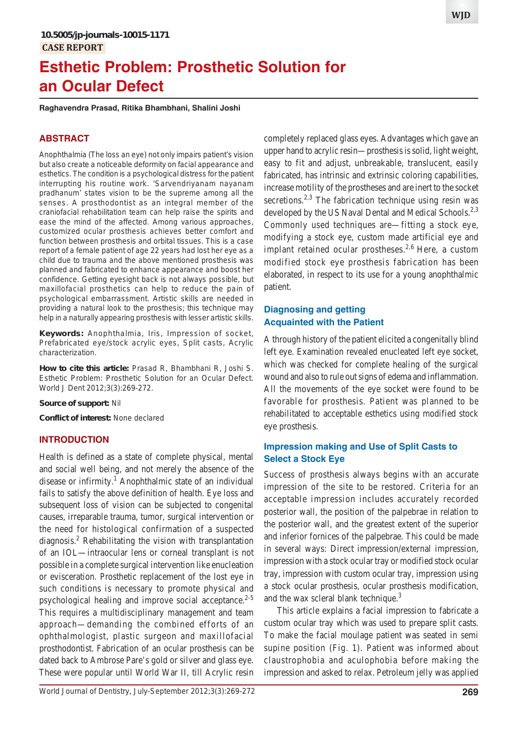10.5005/jp-journals-10015-1171

CASE REPORT

# Esthetic Problem: Prosthetic Solution for an Ocular Defect

**Raghavendra Prasad, Ritika Bhambhani, Shalini Joshi**

## ABSTRACT

Anophthalmia (The loss an eye) not only impairs patient's vision but also create a noticeable deformity on facial appearance and esthetics. The condition is a psychological distress for the patient interrupting his routine work. 'Sarvendriyanam nayanam pradhanum' states vision to be the supreme among all the senses. A prosthodontist as an integral member of the craniofacial rehabilitation team can help raise the spirits and ease the mind of the affected. Among various approaches, customized ocular prosthesis achieves better comfort and function between prosthesis and orbital tissues. This is a case report of a female patient of age 22 years had lost her eye as a child due to trauma and the above mentioned prosthesis was planned and fabricated to enhance appearance and boost her confidence. Getting eyesight back is not always possible, but maxillofacial prosthetics can help to reduce the pain of psychological embarrassment. Artistic skills are needed in providing a natural look to the prosthesis; this technique may help in a naturally appearing prosthesis with lesser artistic skills.

**Keywords:** Anophthalmia, Iris, Impression of socket, Prefabricated eye/stock acrylic eyes, Split casts, Acrylic characterization.

**How to cite this article:** Prasad R, Bhambhani R, Joshi S. Esthetic Problem: Prosthetic Solution for an Ocular Defect. World J Dent 2012;3(3):269-272.

**Source of support:** Nil

**Conflict of interest:** None declared

## INTRODUCTION

Health is defined as a state of complete physical, mental and social well being, and not merely the absence of the disease or infirmity.[1] Anophthalmic state of an individual fails to satisfy the above definition of health. Eye loss and subsequent loss of vision can be subjected to congenital causes, irreparable trauma, tumor, surgical intervention or the need for histological confirmation of a suspected diagnosis.[2] Rehabilitating the vision with transplantation of an IOL—intraocular lens or corneal transplant is not possible in a complete surgical intervention like enucleation or evisceration. Prosthetic replacement of the lost eye in such conditions is necessary to promote physical and psychological healing and improve social acceptance.[2-5] This requires a multidisciplinary management and team approach—demanding the combined efforts of an ophthalmologist, plastic surgeon and maxillofacial prosthodontist. Fabrication of an ocular prosthesis can be dated back to Ambrose Pare's gold or silver and glass eye. These were popular until World War II, till Acrylic resin completely replaced glass eyes. Advantages which gave an upper hand to acrylic resin—prosthesis is solid, light weight, easy to fit and adjust, unbreakable, translucent, easily fabricated, has intrinsic and extrinsic coloring capabilities, increase motility of the prostheses and are inert to the socket secretions.[2,3] The fabrication technique using resin was developed by the US Naval Dental and Medical Schools.[2,3] Commonly used techniques are—fitting a stock eye, modifying a stock eye, custom made artificial eye and implant retained ocular prostheses.[2,6] Here, a custom modified stock eye prosthesis fabrication has been elaborated, in respect to its use for a young anophthalmic patient.

### Diagnosing and getting Acquainted with the Patient

A through history of the patient elicited a congenitally blind left eye. Examination revealed enucleated left eye socket, which was checked for complete healing of the surgical wound and also to rule out signs of edema and inflammation. All the movements of the eye socket were found to be favorable for prosthesis. Patient was planned to be rehabilitated to acceptable esthetics using modified stock eye prosthesis.

### Impression making and Use of Split Casts to Select a Stock Eye

Success of prosthesis always begins with an accurate impression of the site to be restored. Criteria for an acceptable impression includes accurately recorded posterior wall, the position of the palpebrae in relation to the posterior wall, and the greatest extent of the superior and inferior fornices of the palpebrae. This could be made in several ways: Direct impression/external impression, impression with a stock ocular tray or modified stock ocular tray, impression with custom ocular tray, impression using a stock ocular prosthesis, ocular prosthesis modification, and the wax scleral blank technique.[3]

This article explains a facial impression to fabricate a custom ocular tray which was used to prepare split casts. To make the facial moulage patient was seated in semi supine position (Fig. 1). Patient was informed about claustrophobia and aculophobia before making the impression and asked to relax. Petroleum jelly was applied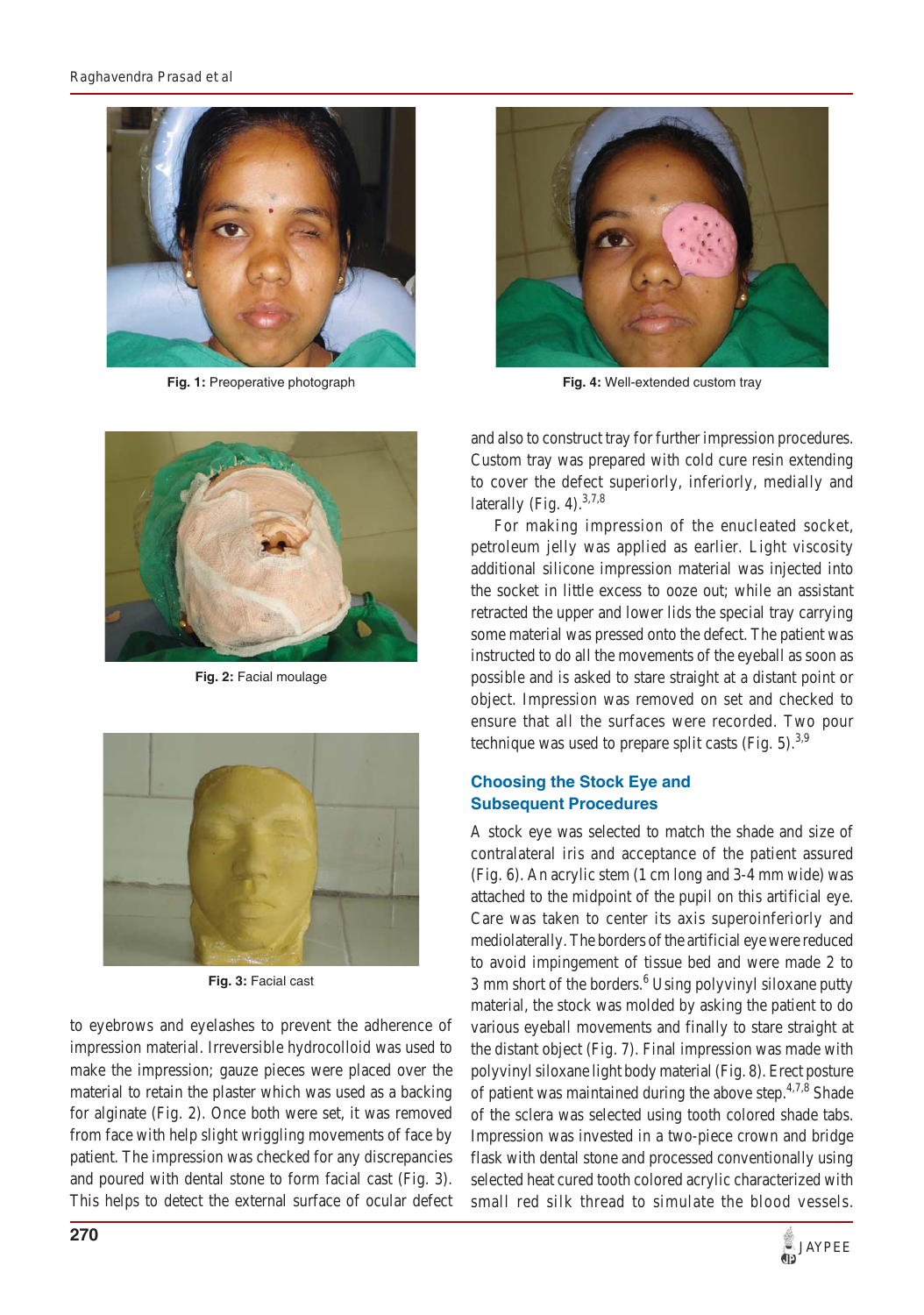Fig. 1: Preoperative photograph

Fig. 2: Facial moulage

Fig. 3: Facial cast

to eyebrows and eyelashes to prevent the adherence of impression material. Irreversible hydrocolloid was used to make the impression; gauze pieces were placed over the material to retain the plaster which was used as a backing for alginate (Fig. 2). Once both were set, it was removed from face with help slight wriggling movements of face by patient. The impression was checked for any discrepancies and poured with dental stone to form facial cast (Fig. 3). This helps to detect the external surface of ocular defect and also to construct tray for further impression procedures. Custom tray was prepared with cold cure resin extending to cover the defect superiorly, inferiorly, medially and laterally (Fig. 4).[3,7,8]

Fig. 4: Well-extended custom tray

For making impression of the enucleated socket, petroleum jelly was applied as earlier. Light viscosity additional silicone impression material was injected into the socket in little excess to ooze out; while an assistant retracted the upper and lower lids the special tray carrying some material was pressed onto the defect. The patient was instructed to do all the movements of the eyeball as soon as possible and is asked to stare straight at a distant point or object. Impression was removed on set and checked to ensure that all the surfaces were recorded. Two pour technique was used to prepare split casts (Fig. 5).[3,9]

## Choosing the Stock Eye and Subsequent Procedures

A stock eye was selected to match the shade and size of contralateral iris and acceptance of the patient assured (Fig. 6). An acrylic stem (1 cm long and 3-4 mm wide) was attached to the midpoint of the pupil on this artificial eye. Care was taken to center its axis superoinferiorly and mediolaterally. The borders of the artificial eye were reduced to avoid impingement of tissue bed and were made 2 to 3 mm short of the borders.[6] Using polyvinyl siloxane putty material, the stock was molded by asking the patient to do various eyeball movements and finally to stare straight at the distant object (Fig. 7). Final impression was made with polyvinyl siloxane light body material (Fig. 8). Erect posture of patient was maintained during the above step.[4,7,8] Shade of the sclera was selected using tooth colored shade tabs. Impression was invested in a two-piece crown and bridge flask with dental stone and processed conventionally using selected heat cured tooth colored acrylic characterized with small red silk thread to simulate the blood vessels.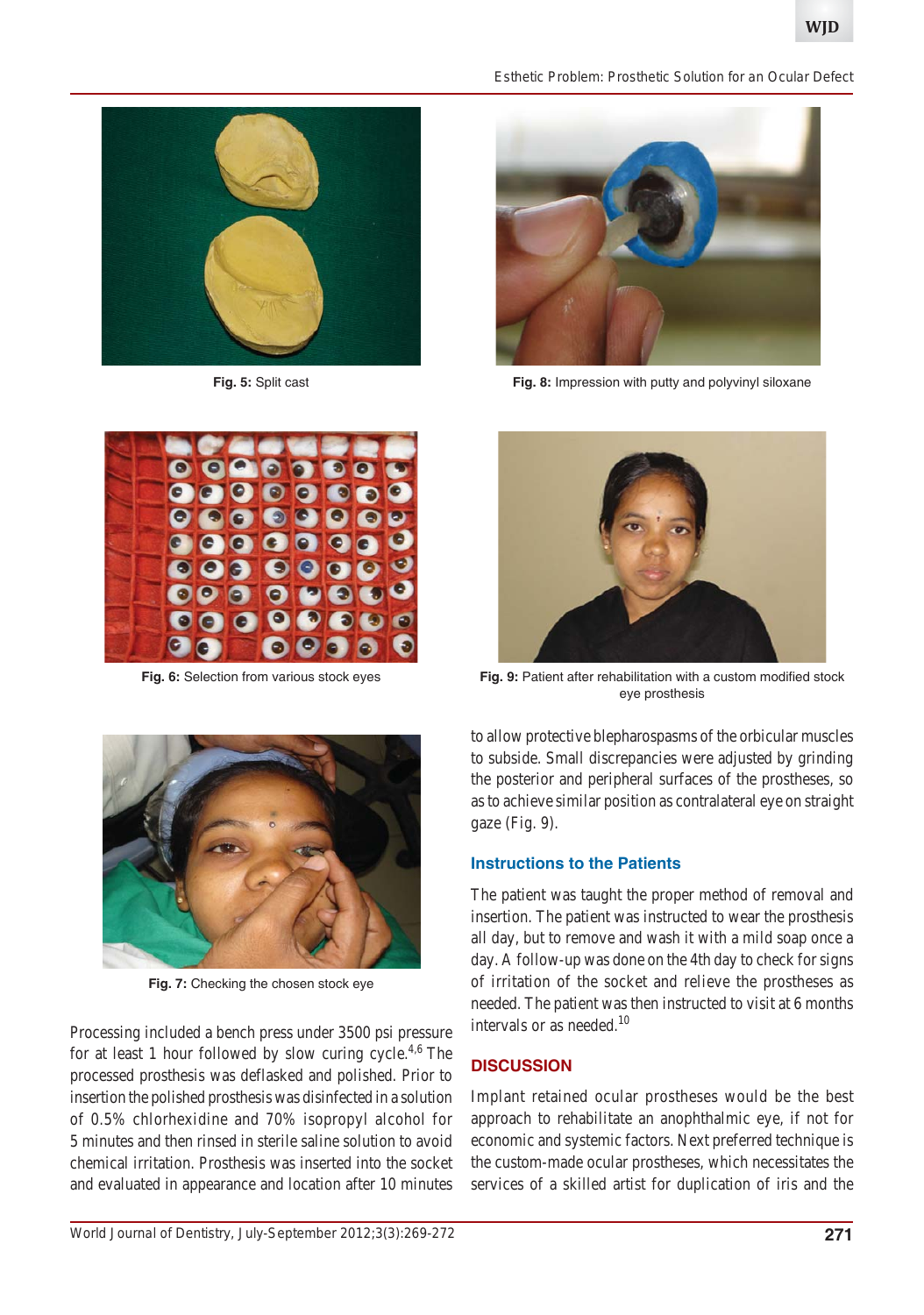Fig. 5: Split cast

Fig. 8: Impression with putty and polyvinyl siloxane

Fig. 6: Selection from various stock eyes

Fig. 9: Patient after rehabilitation with a custom modified stock eye prosthesis

Fig. 7: Checking the chosen stock eye

Processing included a bench press under 3500 psi pressure for at least 1 hour followed by slow curing cycle.[4,6] The processed prosthesis was deflasked and polished. Prior to insertion the polished prosthesis was disinfected in a solution of 0.5% chlorhexidine and 70% isopropyl alcohol for 5 minutes and then rinsed in sterile saline solution to avoid chemical irritation. Prosthesis was inserted into the socket and evaluated in appearance and location after 10 minutes to allow protective blepharospasms of the orbicular muscles to subside. Small discrepancies were adjusted by grinding the posterior and peripheral surfaces of the prostheses, so as to achieve similar position as contralateral eye on straight gaze (Fig. 9).

## Instructions to the Patients

The patient was taught the proper method of removal and insertion. The patient was instructed to wear the prosthesis all day, but to remove and wash it with a mild soap once a day. A follow-up was done on the 4th day to check for signs of irritation of the socket and relieve the prostheses as needed. The patient was then instructed to visit at 6 months intervals or as needed.[10]

## DISCUSSION

Implant retained ocular prostheses would be the best approach to rehabilitate an anophthalmic eye, if not for economic and systemic factors. Next preferred technique is the custom-made ocular prostheses, which necessitates the services of a skilled artist for duplication of iris and the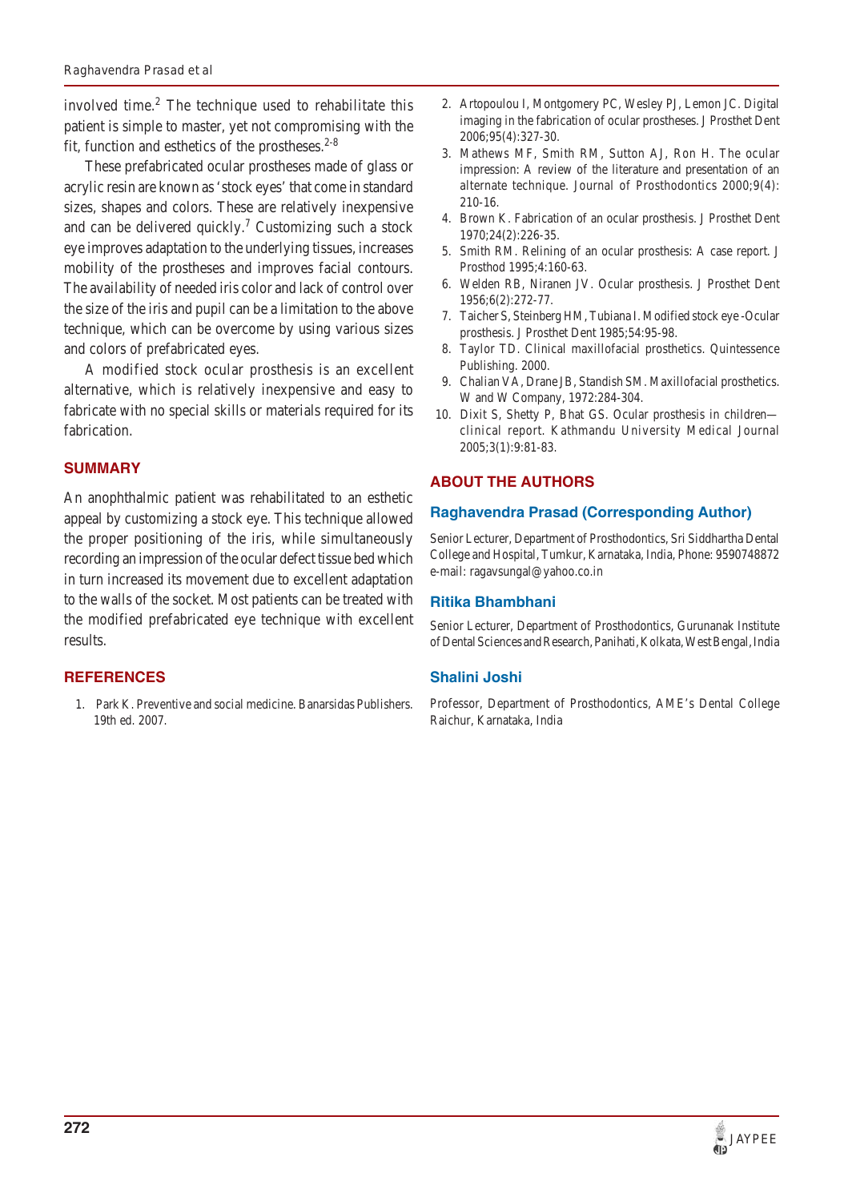involved time.[2] The technique used to rehabilitate this patient is simple to master, yet not compromising with the fit, function and esthetics of the prostheses.[2-8]

These prefabricated ocular prostheses made of glass or acrylic resin are known as 'stock eyes' that come in standard sizes, shapes and colors. These are relatively inexpensive and can be delivered quickly.[7] Customizing such a stock eye improves adaptation to the underlying tissues, increases mobility of the prostheses and improves facial contours. The availability of needed iris color and lack of control over the size of the iris and pupil can be a limitation to the above technique, which can be overcome by using various sizes and colors of prefabricated eyes.

A modified stock ocular prosthesis is an excellent alternative, which is relatively inexpensive and easy to fabricate with no special skills or materials required for its fabrication.

## SUMMARY

An anophthalmic patient was rehabilitated to an esthetic appeal by customizing a stock eye. This technique allowed the proper positioning of the iris, while simultaneously recording an impression of the ocular defect tissue bed which in turn increased its movement due to excellent adaptation to the walls of the socket. Most patients can be treated with the modified prefabricated eye technique with excellent results.

## REFERENCES

1. Park K. Preventive and social medicine. Banarsidas Publishers. 19th ed. 2007.
2. Artopoulou I, Montgomery PC, Wesley PJ, Lemon JC. Digital imaging in the fabrication of ocular prostheses. J Prosthet Dent 2006;95(4):327-30.
3. Mathews MF, Smith RM, Sutton AJ, Ron H. The ocular impression: A review of the literature and presentation of an alternate technique. Journal of Prosthodontics 2000;9(4): 210-16.
4. Brown K. Fabrication of an ocular prosthesis. J Prosthet Dent 1970;24(2):226-35.
5. Smith RM. Relining of an ocular prosthesis: A case report. J Prosthod 1995;4:160-63.
6. Welden RB, Niranen JV. Ocular prosthesis. J Prosthet Dent 1956;6(2):272-77.
7. Taicher S, Steinberg HM, Tubiana I. Modified stock eye -Ocular prosthesis. J Prosthet Dent 1985;54:95-98.
8. Taylor TD. Clinical maxillofacial prosthetics. Quintessence Publishing. 2000.
9. Chalian VA, Drane JB, Standish SM. Maxillofacial prosthetics. W and W Company, 1972:284-304.
10. Dixit S, Shetty P, Bhat GS. Ocular prosthesis in children—clinical report. Kathmandu University Medical Journal 2005;3(1):9:81-83.

## ABOUT THE AUTHORS

### Raghavendra Prasad (Corresponding Author)

Senior Lecturer, Department of Prosthodontics, Sri Siddhartha Dental College and Hospital, Tumkur, Karnataka, India, Phone: 9590748872 e-mail: ragavsungal@yahoo.co.in

### Ritika Bhambhani

Senior Lecturer, Department of Prosthodontics, Gurunanak Institute of Dental Sciences and Research, Panihati, Kolkata, West Bengal, India

### Shalini Joshi

Professor, Department of Prosthodontics, AME's Dental College Raichur, Karnataka, India